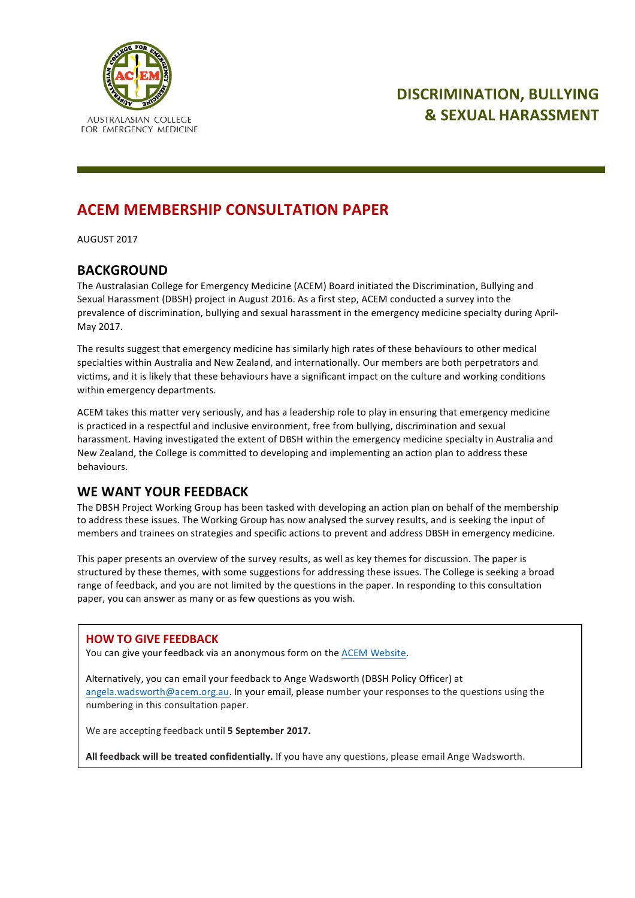AUSTRALASIAN COLLEGE FOR EMERGENCY MEDICINE

# DISCRIMINATION, BULLYING & SEXUAL HARASSMENT

## ACEM MEMBERSHIP CONSULTATION PAPER

AUGUST 2017

## BACKGROUND

The Australasian College for Emergency Medicine (ACEM) Board initiated the Discrimination, Bullying and Sexual Harassment (DBSH) project in August 2016. As a first step, ACEM conducted a survey into the prevalence of discrimination, bullying and sexual harassment in the emergency medicine specialty during April-May 2017.

The results suggest that emergency medicine has similarly high rates of these behaviours to other medical specialties within Australia and New Zealand, and internationally. Our members are both perpetrators and victims, and it is likely that these behaviours have a significant impact on the culture and working conditions within emergency departments.

ACEM takes this matter very seriously, and has a leadership role to play in ensuring that emergency medicine is practiced in a respectful and inclusive environment, free from bullying, discrimination and sexual harassment. Having investigated the extent of DBSH within the emergency medicine specialty in Australia and New Zealand, the College is committed to developing and implementing an action plan to address these behaviours.

## WE WANT YOUR FEEDBACK

The DBSH Project Working Group has been tasked with developing an action plan on behalf of the membership to address these issues. The Working Group has now analysed the survey results, and is seeking the input of members and trainees on strategies and specific actions to prevent and address DBSH in emergency medicine.

This paper presents an overview of the survey results, as well as key themes for discussion. The paper is structured by these themes, with some suggestions for addressing these issues. The College is seeking a broad range of feedback, and you are not limited by the questions in the paper. In responding to this consultation paper, you can answer as many or as few questions as you wish.

### HOW TO GIVE FEEDBACK

You can give your feedback via an anonymous form on the ACEM Website.

Alternatively, you can email your feedback to Ange Wadsworth (DBSH Policy Officer) at angela.wadsworth@acem.org.au. In your email, please number your responses to the questions using the numbering in this consultation paper.

We are accepting feedback until **5 September 2017.**

**All feedback will be treated confidentially.** If you have any questions, please email Ange Wadsworth.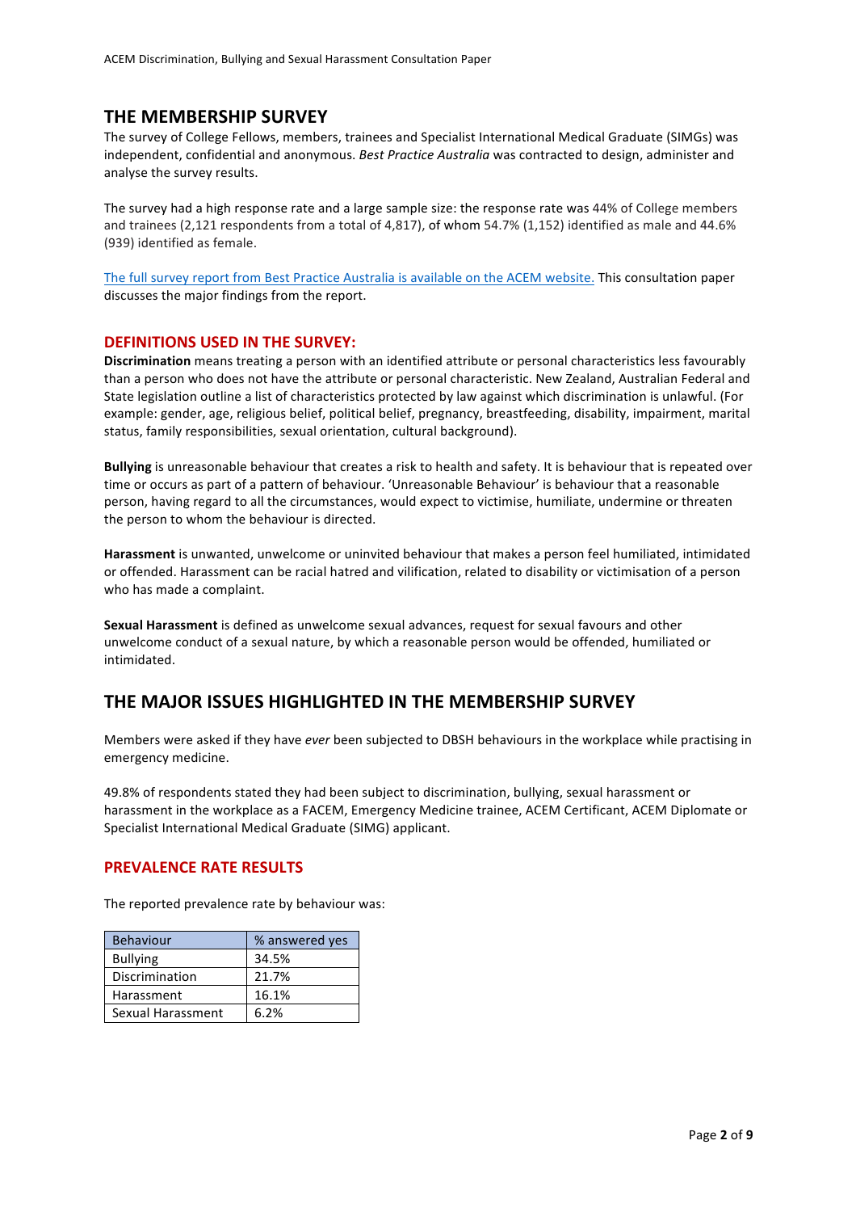## THE MEMBERSHIP SURVEY

The survey of College Fellows, members, trainees and Specialist International Medical Graduate (SIMGs) was independent, confidential and anonymous. *Best Practice Australia* was contracted to design, administer and analyse the survey results.

The survey had a high response rate and a large sample size: the response rate was 44% of College members and trainees (2,121 respondents from a total of 4,817), of whom 54.7% (1,152) identified as male and 44.6% (939) identified as female.

The full survey report from Best Practice Australia is available on the ACEM website. This consultation paper discusses the major findings from the report.

### DEFINITIONS USED IN THE SURVEY:

**Discrimination** means treating a person with an identified attribute or personal characteristics less favourably than a person who does not have the attribute or personal characteristic. New Zealand, Australian Federal and State legislation outline a list of characteristics protected by law against which discrimination is unlawful. (For example: gender, age, religious belief, political belief, pregnancy, breastfeeding, disability, impairment, marital status, family responsibilities, sexual orientation, cultural background).

**Bullying** is unreasonable behaviour that creates a risk to health and safety. It is behaviour that is repeated over time or occurs as part of a pattern of behaviour. 'Unreasonable Behaviour' is behaviour that a reasonable person, having regard to all the circumstances, would expect to victimise, humiliate, undermine or threaten the person to whom the behaviour is directed.

**Harassment** is unwanted, unwelcome or uninvited behaviour that makes a person feel humiliated, intimidated or offended. Harassment can be racial hatred and vilification, related to disability or victimisation of a person who has made a complaint.

**Sexual Harassment** is defined as unwelcome sexual advances, request for sexual favours and other unwelcome conduct of a sexual nature, by which a reasonable person would be offended, humiliated or intimidated.

## THE MAJOR ISSUES HIGHLIGHTED IN THE MEMBERSHIP SURVEY

Members were asked if they have *ever* been subjected to DBSH behaviours in the workplace while practising in emergency medicine.

49.8% of respondents stated they had been subject to discrimination, bullying, sexual harassment or harassment in the workplace as a FACEM, Emergency Medicine trainee, ACEM Certificant, ACEM Diplomate or Specialist International Medical Graduate (SIMG) applicant.

### PREVALENCE RATE RESULTS

The reported prevalence rate by behaviour was:

| Behaviour | % answered yes |
|---|---|
| Bullying | 34.5% |
| Discrimination | 21.7% |
| Harassment | 16.1% |
| Sexual Harassment | 6.2% |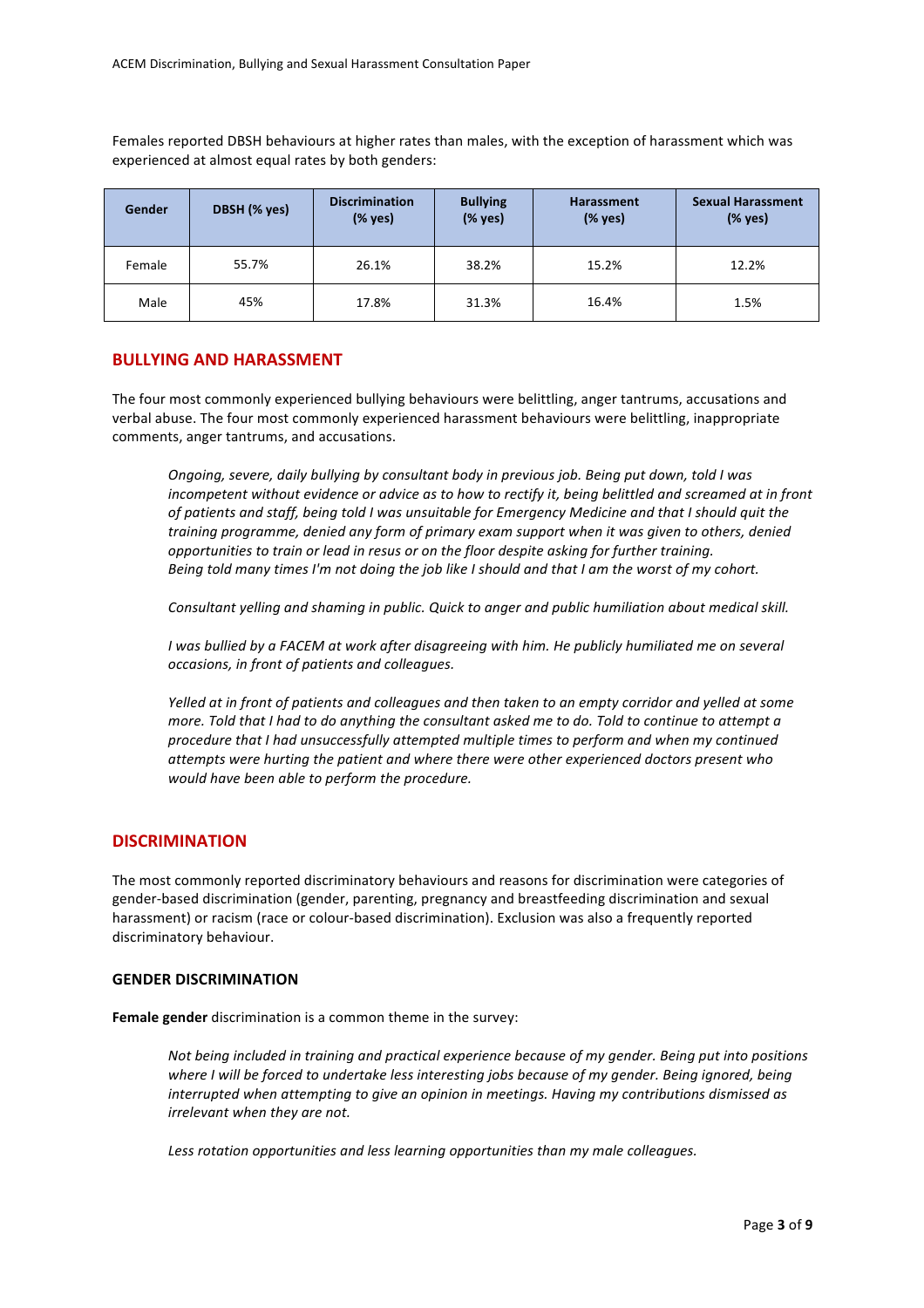Females reported DBSH behaviours at higher rates than males, with the exception of harassment which was experienced at almost equal rates by both genders:

| Gender | DBSH (% yes) | Discrimination (% yes) | Bullying (% yes) | Harassment (% yes) | Sexual Harassment (% yes) |
|---|---|---|---|---|---|
| Female | 55.7% | 26.1% | 38.2% | 15.2% | 12.2% |
| Male | 45% | 17.8% | 31.3% | 16.4% | 1.5% |

## BULLYING AND HARASSMENT

The four most commonly experienced bullying behaviours were belittling, anger tantrums, accusations and verbal abuse. The four most commonly experienced harassment behaviours were belittling, inappropriate comments, anger tantrums, and accusations.

> *Ongoing, severe, daily bullying by consultant body in previous job. Being put down, told I was incompetent without evidence or advice as to how to rectify it, being belittled and screamed at in front of patients and staff, being told I was unsuitable for Emergency Medicine and that I should quit the training programme, denied any form of primary exam support when it was given to others, denied opportunities to train or lead in resus or on the floor despite asking for further training. Being told many times I'm not doing the job like I should and that I am the worst of my cohort.*
>
> *Consultant yelling and shaming in public. Quick to anger and public humiliation about medical skill.*
>
> *I was bullied by a FACEM at work after disagreeing with him. He publicly humiliated me on several occasions, in front of patients and colleagues.*
>
> *Yelled at in front of patients and colleagues and then taken to an empty corridor and yelled at some more. Told that I had to do anything the consultant asked me to do. Told to continue to attempt a procedure that I had unsuccessfully attempted multiple times to perform and when my continued attempts were hurting the patient and where there were other experienced doctors present who would have been able to perform the procedure.*

## DISCRIMINATION

The most commonly reported discriminatory behaviours and reasons for discrimination were categories of gender-based discrimination (gender, parenting, pregnancy and breastfeeding discrimination and sexual harassment) or racism (race or colour-based discrimination). Exclusion was also a frequently reported discriminatory behaviour.

### GENDER DISCRIMINATION

**Female gender** discrimination is a common theme in the survey:

> *Not being included in training and practical experience because of my gender. Being put into positions where I will be forced to undertake less interesting jobs because of my gender. Being ignored, being interrupted when attempting to give an opinion in meetings. Having my contributions dismissed as irrelevant when they are not.*
>
> *Less rotation opportunities and less learning opportunities than my male colleagues.*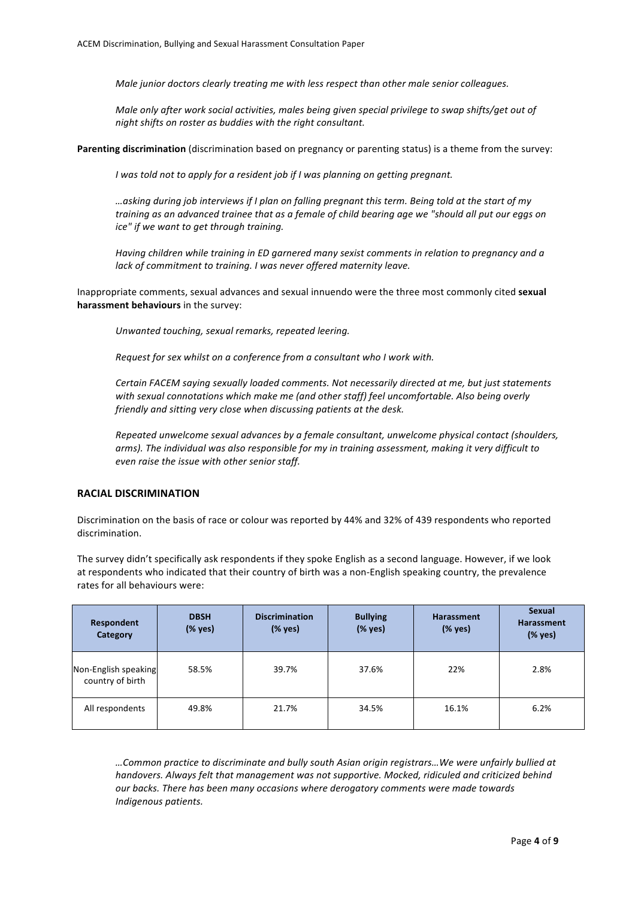*Male junior doctors clearly treating me with less respect than other male senior colleagues.*

*Male only after work social activities, males being given special privilege to swap shifts/get out of night shifts on roster as buddies with the right consultant.*

**Parenting discrimination** (discrimination based on pregnancy or parenting status) is a theme from the survey:

*I was told not to apply for a resident job if I was planning on getting pregnant.*

*…asking during job interviews if I plan on falling pregnant this term. Being told at the start of my training as an advanced trainee that as a female of child bearing age we "should all put our eggs on ice" if we want to get through training.*

*Having children while training in ED garnered many sexist comments in relation to pregnancy and a lack of commitment to training. I was never offered maternity leave.*

Inappropriate comments, sexual advances and sexual innuendo were the three most commonly cited **sexual harassment behaviours** in the survey:

*Unwanted touching, sexual remarks, repeated leering.*

*Request for sex whilst on a conference from a consultant who I work with.*

*Certain FACEM saying sexually loaded comments. Not necessarily directed at me, but just statements with sexual connotations which make me (and other staff) feel uncomfortable. Also being overly friendly and sitting very close when discussing patients at the desk.*

*Repeated unwelcome sexual advances by a female consultant, unwelcome physical contact (shoulders, arms). The individual was also responsible for my in training assessment, making it very difficult to even raise the issue with other senior staff.*

## RACIAL DISCRIMINATION

Discrimination on the basis of race or colour was reported by 44% and 32% of 439 respondents who reported discrimination.

The survey didn't specifically ask respondents if they spoke English as a second language. However, if we look at respondents who indicated that their country of birth was a non-English speaking country, the prevalence rates for all behaviours were:

| Respondent Category | DBSH (% yes) | Discrimination (% yes) | Bullying (% yes) | Harassment (% yes) | Sexual Harassment (% yes) |
|---|---|---|---|---|---|
| Non-English speaking country of birth | 58.5% | 39.7% | 37.6% | 22% | 2.8% |
| All respondents | 49.8% | 21.7% | 34.5% | 16.1% | 6.2% |

*…Common practice to discriminate and bully south Asian origin registrars…We were unfairly bullied at handovers. Always felt that management was not supportive. Mocked, ridiculed and criticized behind our backs. There has been many occasions where derogatory comments were made towards Indigenous patients.*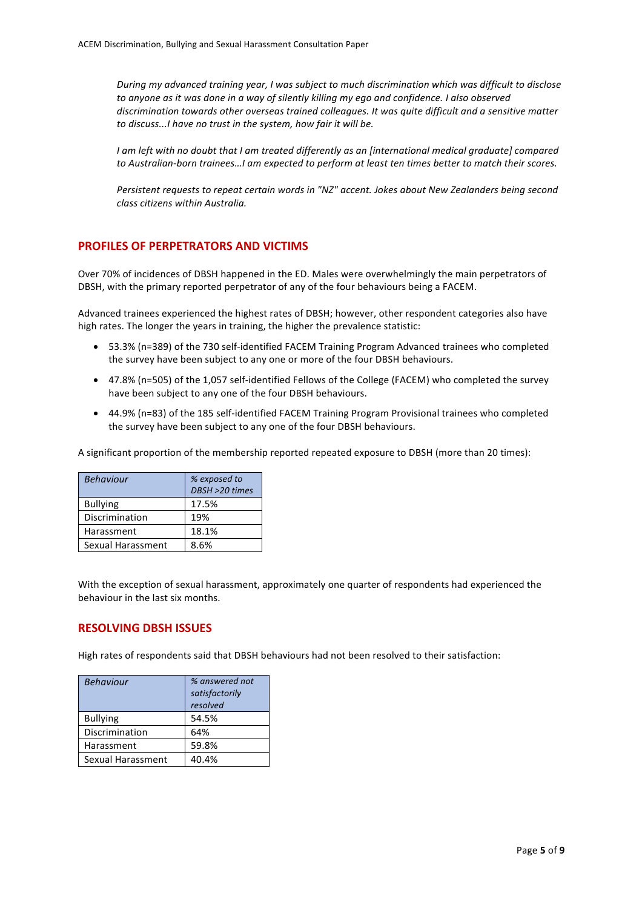*During my advanced training year, I was subject to much discrimination which was difficult to disclose to anyone as it was done in a way of silently killing my ego and confidence. I also observed discrimination towards other overseas trained colleagues. It was quite difficult and a sensitive matter to discuss...I have no trust in the system, how fair it will be.*

*I am left with no doubt that I am treated differently as an [international medical graduate] compared to Australian-born trainees…I am expected to perform at least ten times better to match their scores.*

*Persistent requests to repeat certain words in "NZ" accent. Jokes about New Zealanders being second class citizens within Australia.*

## PROFILES OF PERPETRATORS AND VICTIMS

Over 70% of incidences of DBSH happened in the ED. Males were overwhelmingly the main perpetrators of DBSH, with the primary reported perpetrator of any of the four behaviours being a FACEM.

Advanced trainees experienced the highest rates of DBSH; however, other respondent categories also have high rates. The longer the years in training, the higher the prevalence statistic:

- 53.3% (n=389) of the 730 self-identified FACEM Training Program Advanced trainees who completed the survey have been subject to any one or more of the four DBSH behaviours.
- 47.8% (n=505) of the 1,057 self-identified Fellows of the College (FACEM) who completed the survey have been subject to any one of the four DBSH behaviours.
- 44.9% (n=83) of the 185 self-identified FACEM Training Program Provisional trainees who completed the survey have been subject to any one of the four DBSH behaviours.

A significant proportion of the membership reported repeated exposure to DBSH (more than 20 times):

| *Behaviour* | *% exposed to DBSH >20 times* |
|---|---|
| Bullying | 17.5% |
| Discrimination | 19% |
| Harassment | 18.1% |
| Sexual Harassment | 8.6% |

With the exception of sexual harassment, approximately one quarter of respondents had experienced the behaviour in the last six months.

## RESOLVING DBSH ISSUES

High rates of respondents said that DBSH behaviours had not been resolved to their satisfaction:

| *Behaviour* | *% answered not satisfactorily resolved* |
|---|---|
| Bullying | 54.5% |
| Discrimination | 64% |
| Harassment | 59.8% |
| Sexual Harassment | 40.4% |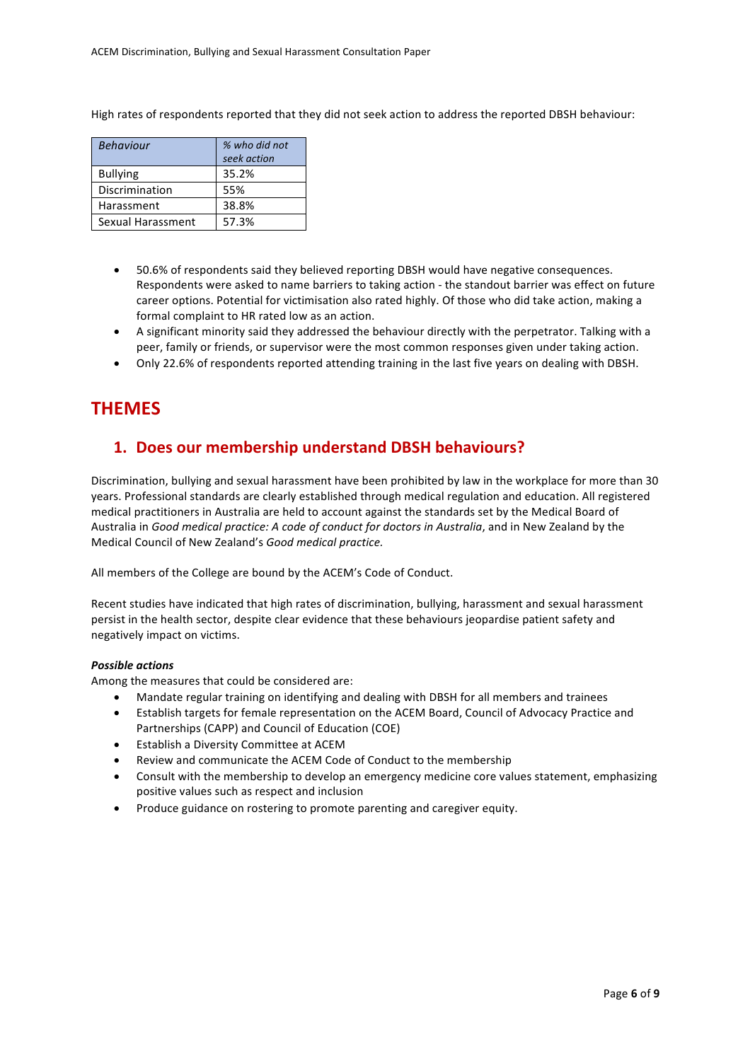High rates of respondents reported that they did not seek action to address the reported DBSH behaviour:

| *Behaviour* | *% who did not seek action* |
|---|---|
| Bullying | 35.2% |
| Discrimination | 55% |
| Harassment | 38.8% |
| Sexual Harassment | 57.3% |

- 50.6% of respondents said they believed reporting DBSH would have negative consequences. Respondents were asked to name barriers to taking action - the standout barrier was effect on future career options. Potential for victimisation also rated highly. Of those who did take action, making a formal complaint to HR rated low as an action.
- A significant minority said they addressed the behaviour directly with the perpetrator. Talking with a peer, family or friends, or supervisor were the most common responses given under taking action.
- Only 22.6% of respondents reported attending training in the last five years on dealing with DBSH.

# THEMES

## 1. Does our membership understand DBSH behaviours?

Discrimination, bullying and sexual harassment have been prohibited by law in the workplace for more than 30 years. Professional standards are clearly established through medical regulation and education. All registered medical practitioners in Australia are held to account against the standards set by the Medical Board of Australia in *Good medical practice: A code of conduct for doctors in Australia*, and in New Zealand by the Medical Council of New Zealand's *Good medical practice.*

All members of the College are bound by the ACEM's Code of Conduct.

Recent studies have indicated that high rates of discrimination, bullying, harassment and sexual harassment persist in the health sector, despite clear evidence that these behaviours jeopardise patient safety and negatively impact on victims.

***Possible actions***

Among the measures that could be considered are:

- Mandate regular training on identifying and dealing with DBSH for all members and trainees
- Establish targets for female representation on the ACEM Board, Council of Advocacy Practice and Partnerships (CAPP) and Council of Education (COE)
- Establish a Diversity Committee at ACEM
- Review and communicate the ACEM Code of Conduct to the membership
- Consult with the membership to develop an emergency medicine core values statement, emphasizing positive values such as respect and inclusion
- Produce guidance on rostering to promote parenting and caregiver equity.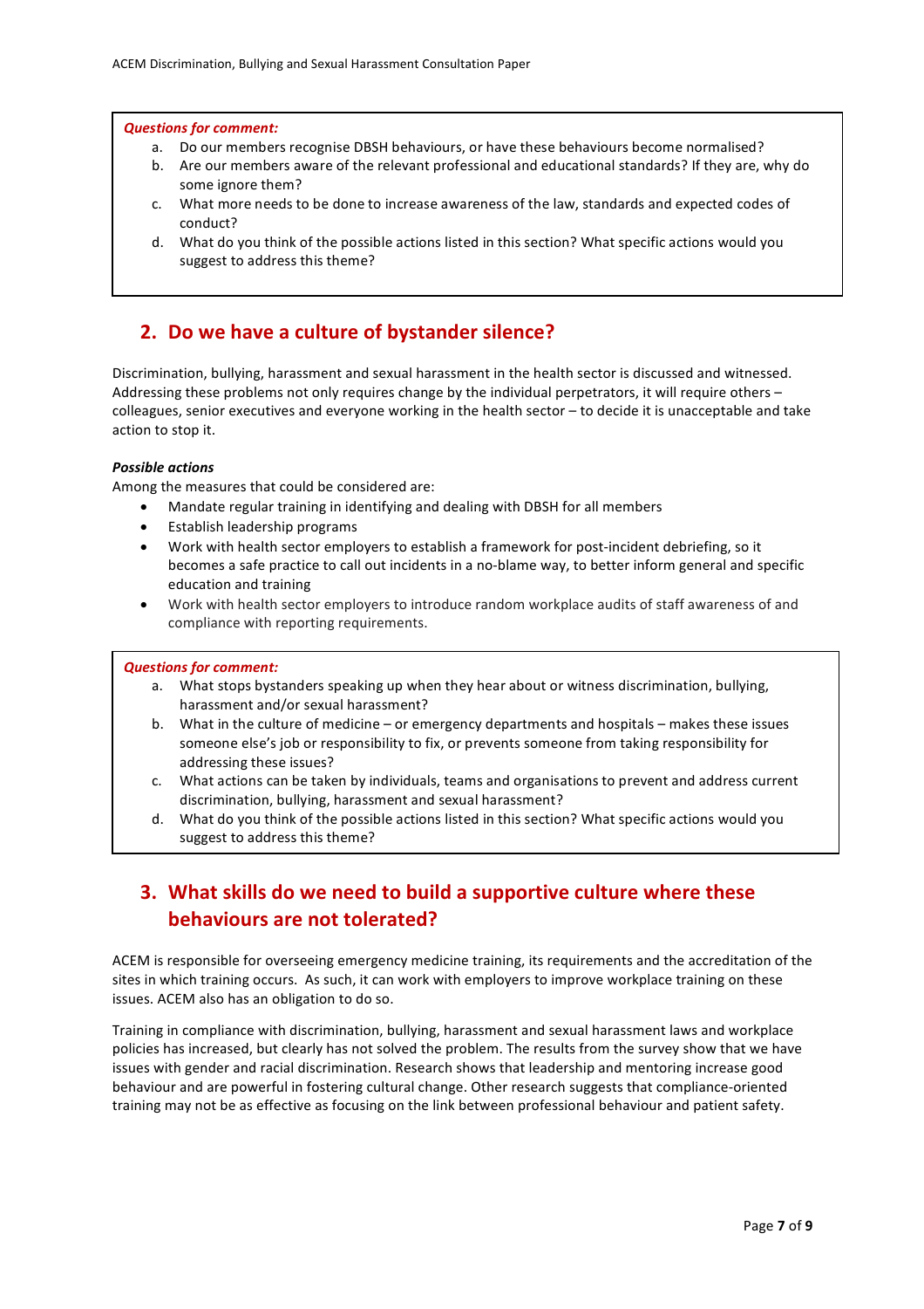***Questions for comment:***

a. Do our members recognise DBSH behaviours, or have these behaviours become normalised?
b. Are our members aware of the relevant professional and educational standards? If they are, why do some ignore them?
c. What more needs to be done to increase awareness of the law, standards and expected codes of conduct?
d. What do you think of the possible actions listed in this section? What specific actions would you suggest to address this theme?

## 2. Do we have a culture of bystander silence?

Discrimination, bullying, harassment and sexual harassment in the health sector is discussed and witnessed. Addressing these problems not only requires change by the individual perpetrators, it will require others – colleagues, senior executives and everyone working in the health sector – to decide it is unacceptable and take action to stop it.

***Possible actions***

Among the measures that could be considered are:

- Mandate regular training in identifying and dealing with DBSH for all members
- Establish leadership programs
- Work with health sector employers to establish a framework for post-incident debriefing, so it becomes a safe practice to call out incidents in a no-blame way, to better inform general and specific education and training
- Work with health sector employers to introduce random workplace audits of staff awareness of and compliance with reporting requirements.

***Questions for comment:***

a. What stops bystanders speaking up when they hear about or witness discrimination, bullying, harassment and/or sexual harassment?
b. What in the culture of medicine – or emergency departments and hospitals – makes these issues someone else's job or responsibility to fix, or prevents someone from taking responsibility for addressing these issues?
c. What actions can be taken by individuals, teams and organisations to prevent and address current discrimination, bullying, harassment and sexual harassment?
d. What do you think of the possible actions listed in this section? What specific actions would you suggest to address this theme?

## 3. What skills do we need to build a supportive culture where these behaviours are not tolerated?

ACEM is responsible for overseeing emergency medicine training, its requirements and the accreditation of the sites in which training occurs. As such, it can work with employers to improve workplace training on these issues. ACEM also has an obligation to do so.

Training in compliance with discrimination, bullying, harassment and sexual harassment laws and workplace policies has increased, but clearly has not solved the problem. The results from the survey show that we have issues with gender and racial discrimination. Research shows that leadership and mentoring increase good behaviour and are powerful in fostering cultural change. Other research suggests that compliance-oriented training may not be as effective as focusing on the link between professional behaviour and patient safety.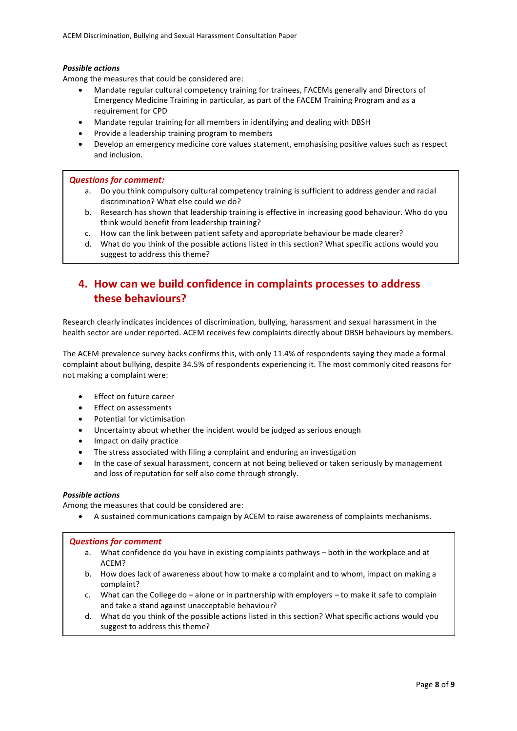***Possible actions***

Among the measures that could be considered are:

- Mandate regular cultural competency training for trainees, FACEMs generally and Directors of Emergency Medicine Training in particular, as part of the FACEM Training Program and as a requirement for CPD
- Mandate regular training for all members in identifying and dealing with DBSH
- Provide a leadership training program to members
- Develop an emergency medicine core values statement, emphasising positive values such as respect and inclusion.

***Questions for comment:***

a. Do you think compulsory cultural competency training is sufficient to address gender and racial discrimination? What else could we do?
b. Research has shown that leadership training is effective in increasing good behaviour. Who do you think would benefit from leadership training?
c. How can the link between patient safety and appropriate behaviour be made clearer?
d. What do you think of the possible actions listed in this section? What specific actions would you suggest to address this theme?

## 4. How can we build confidence in complaints processes to address these behaviours?

Research clearly indicates incidences of discrimination, bullying, harassment and sexual harassment in the health sector are under reported. ACEM receives few complaints directly about DBSH behaviours by members.

The ACEM prevalence survey backs confirms this, with only 11.4% of respondents saying they made a formal complaint about bullying, despite 34.5% of respondents experiencing it. The most commonly cited reasons for not making a complaint were:

- Effect on future career
- Effect on assessments
- Potential for victimisation
- Uncertainty about whether the incident would be judged as serious enough
- Impact on daily practice
- The stress associated with filing a complaint and enduring an investigation
- In the case of sexual harassment, concern at not being believed or taken seriously by management and loss of reputation for self also come through strongly.

***Possible actions***

Among the measures that could be considered are:

- A sustained communications campaign by ACEM to raise awareness of complaints mechanisms.

***Questions for comment***

a. What confidence do you have in existing complaints pathways – both in the workplace and at ACEM?
b. How does lack of awareness about how to make a complaint and to whom, impact on making a complaint?
c. What can the College do – alone or in partnership with employers – to make it safe to complain and take a stand against unacceptable behaviour?
d. What do you think of the possible actions listed in this section? What specific actions would you suggest to address this theme?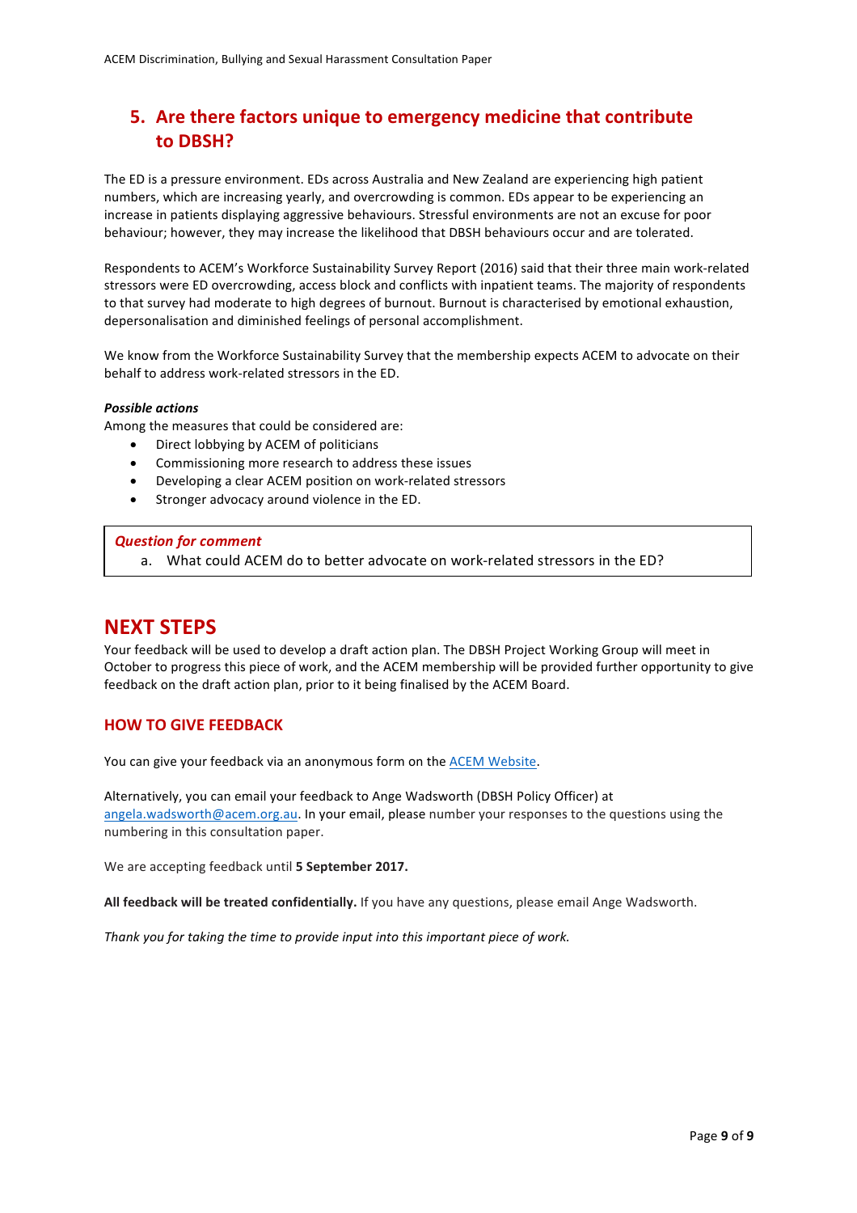## 5. Are there factors unique to emergency medicine that contribute to DBSH?

The ED is a pressure environment. EDs across Australia and New Zealand are experiencing high patient numbers, which are increasing yearly, and overcrowding is common. EDs appear to be experiencing an increase in patients displaying aggressive behaviours. Stressful environments are not an excuse for poor behaviour; however, they may increase the likelihood that DBSH behaviours occur and are tolerated.

Respondents to ACEM's Workforce Sustainability Survey Report (2016) said that their three main work-related stressors were ED overcrowding, access block and conflicts with inpatient teams. The majority of respondents to that survey had moderate to high degrees of burnout. Burnout is characterised by emotional exhaustion, depersonalisation and diminished feelings of personal accomplishment.

We know from the Workforce Sustainability Survey that the membership expects ACEM to advocate on their behalf to address work-related stressors in the ED.

***Possible actions***

Among the measures that could be considered are:

- Direct lobbying by ACEM of politicians
- Commissioning more research to address these issues
- Developing a clear ACEM position on work-related stressors
- Stronger advocacy around violence in the ED.

***Question for comment***

a. What could ACEM do to better advocate on work-related stressors in the ED?

# NEXT STEPS

Your feedback will be used to develop a draft action plan. The DBSH Project Working Group will meet in October to progress this piece of work, and the ACEM membership will be provided further opportunity to give feedback on the draft action plan, prior to it being finalised by the ACEM Board.

## HOW TO GIVE FEEDBACK

You can give your feedback via an anonymous form on the ACEM Website.

Alternatively, you can email your feedback to Ange Wadsworth (DBSH Policy Officer) at angela.wadsworth@acem.org.au. In your email, please number your responses to the questions using the numbering in this consultation paper.

We are accepting feedback until **5 September 2017.**

**All feedback will be treated confidentially.** If you have any questions, please email Ange Wadsworth.

*Thank you for taking the time to provide input into this important piece of work.*